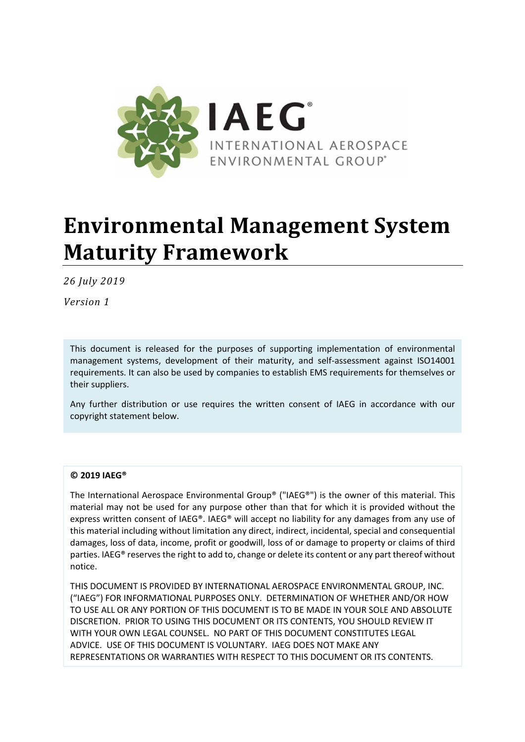# Environmental Management System Maturity Framework

*26 July 2019*

*Version 1*

This document is released for the purposes of supporting implementation of environmental management systems, development of their maturity, and self-assessment against ISO14001 requirements. It can also be used by companies to establish EMS requirements for themselves or their suppliers.

Any further distribution or use requires the written consent of IAEG in accordance with our copyright statement below.

**© 2019 IAEG®**

The International Aerospace Environmental Group® ("IAEG®") is the owner of this material. This material may not be used for any purpose other than that for which it is provided without the express written consent of IAEG®. IAEG® will accept no liability for any damages from any use of this material including without limitation any direct, indirect, incidental, special and consequential damages, loss of data, income, profit or goodwill, loss of or damage to property or claims of third parties. IAEG® reserves the right to add to, change or delete its content or any part thereof without notice.

THIS DOCUMENT IS PROVIDED BY INTERNATIONAL AEROSPACE ENVIRONMENTAL GROUP, INC. ("IAEG") FOR INFORMATIONAL PURPOSES ONLY. DETERMINATION OF WHETHER AND/OR HOW TO USE ALL OR ANY PORTION OF THIS DOCUMENT IS TO BE MADE IN YOUR SOLE AND ABSOLUTE DISCRETION. PRIOR TO USING THIS DOCUMENT OR ITS CONTENTS, YOU SHOULD REVIEW IT WITH YOUR OWN LEGAL COUNSEL. NO PART OF THIS DOCUMENT CONSTITUTES LEGAL ADVICE. USE OF THIS DOCUMENT IS VOLUNTARY. IAEG DOES NOT MAKE ANY REPRESENTATIONS OR WARRANTIES WITH RESPECT TO THIS DOCUMENT OR ITS CONTENTS.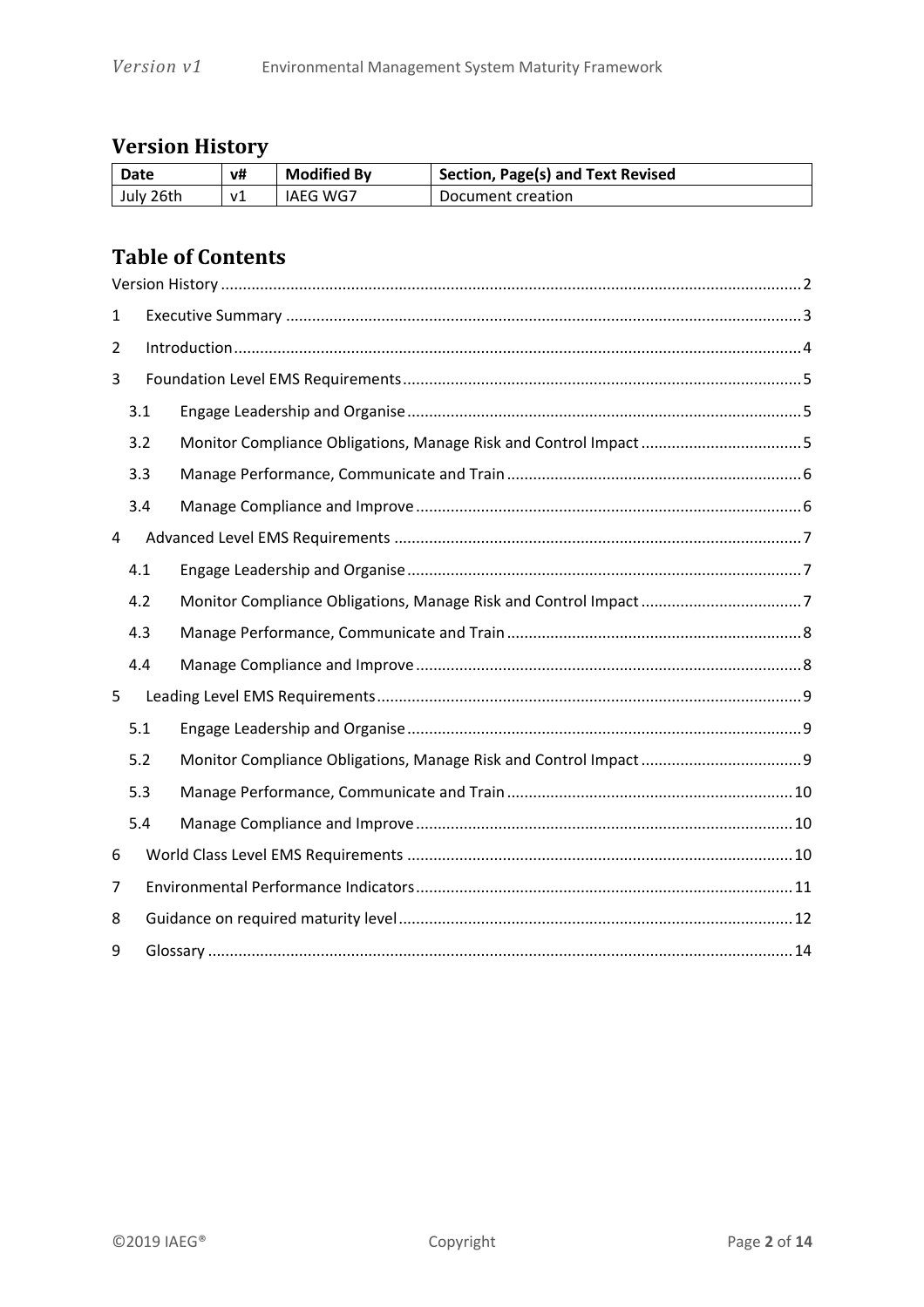## Version History

| Date | v# | Modified By | Section, Page(s) and Text Revised |
|---|---|---|---|
| July 26th | v1 | IAEG WG7 | Document creation |

## Table of Contents

Version History ........ 2

1 Executive Summary ........ 3

2 Introduction ........ 4

3 Foundation Level EMS Requirements ........ 5

- 3.1 Engage Leadership and Organise ........ 5
- 3.2 Monitor Compliance Obligations, Manage Risk and Control Impact ........ 5
- 3.3 Manage Performance, Communicate and Train ........ 6
- 3.4 Manage Compliance and Improve ........ 6

4 Advanced Level EMS Requirements ........ 7

- 4.1 Engage Leadership and Organise ........ 7
- 4.2 Monitor Compliance Obligations, Manage Risk and Control Impact ........ 7
- 4.3 Manage Performance, Communicate and Train ........ 8
- 4.4 Manage Compliance and Improve ........ 8

5 Leading Level EMS Requirements ........ 9

- 5.1 Engage Leadership and Organise ........ 9
- 5.2 Monitor Compliance Obligations, Manage Risk and Control Impact ........ 9
- 5.3 Manage Performance, Communicate and Train ........ 10
- 5.4 Manage Compliance and Improve ........ 10

6 World Class Level EMS Requirements ........ 10

7 Environmental Performance Indicators ........ 11

8 Guidance on required maturity level ........ 12

9 Glossary ........ 14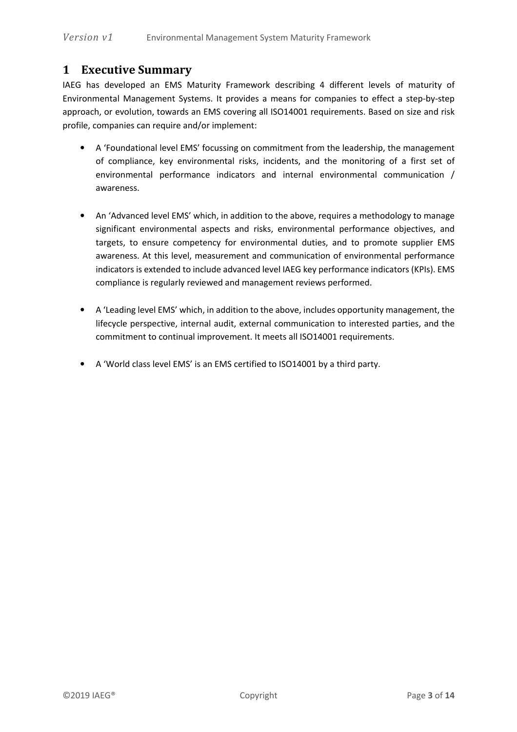# 1 Executive Summary

IAEG has developed an EMS Maturity Framework describing 4 different levels of maturity of Environmental Management Systems. It provides a means for companies to effect a step-by-step approach, or evolution, towards an EMS covering all ISO14001 requirements. Based on size and risk profile, companies can require and/or implement:

- A 'Foundational level EMS' focussing on commitment from the leadership, the management of compliance, key environmental risks, incidents, and the monitoring of a first set of environmental performance indicators and internal environmental communication / awareness.

- An 'Advanced level EMS' which, in addition to the above, requires a methodology to manage significant environmental aspects and risks, environmental performance objectives, and targets, to ensure competency for environmental duties, and to promote supplier EMS awareness. At this level, measurement and communication of environmental performance indicators is extended to include advanced level IAEG key performance indicators (KPIs). EMS compliance is regularly reviewed and management reviews performed.

- A 'Leading level EMS' which, in addition to the above, includes opportunity management, the lifecycle perspective, internal audit, external communication to interested parties, and the commitment to continual improvement. It meets all ISO14001 requirements.

- A 'World class level EMS' is an EMS certified to ISO14001 by a third party.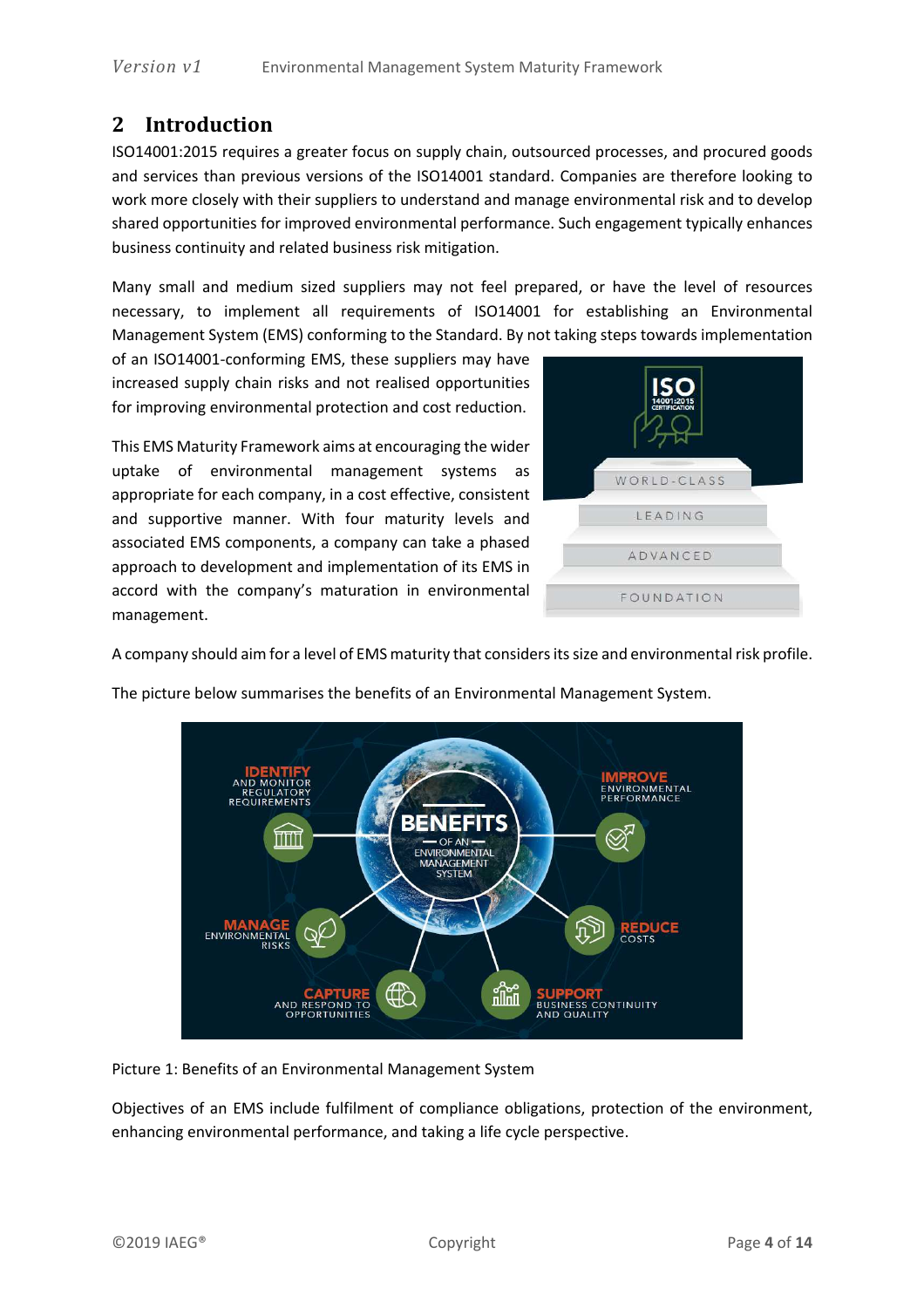## 2 Introduction

ISO14001:2015 requires a greater focus on supply chain, outsourced processes, and procured goods and services than previous versions of the ISO14001 standard. Companies are therefore looking to work more closely with their suppliers to understand and manage environmental risk and to develop shared opportunities for improved environmental performance. Such engagement typically enhances business continuity and related business risk mitigation.

Many small and medium sized suppliers may not feel prepared, or have the level of resources necessary, to implement all requirements of ISO14001 for establishing an Environmental Management System (EMS) conforming to the Standard. By not taking steps towards implementation of an ISO14001-conforming EMS, these suppliers may have increased supply chain risks and not realised opportunities for improving environmental protection and cost reduction.

This EMS Maturity Framework aims at encouraging the wider uptake of environmental management systems as appropriate for each company, in a cost effective, consistent and supportive manner. With four maturity levels and associated EMS components, a company can take a phased approach to development and implementation of its EMS in accord with the company's maturation in environmental management.

A company should aim for a level of EMS maturity that considers its size and environmental risk profile.

The picture below summarises the benefits of an Environmental Management System.

Picture 1: Benefits of an Environmental Management System

Objectives of an EMS include fulfilment of compliance obligations, protection of the environment, enhancing environmental performance, and taking a life cycle perspective.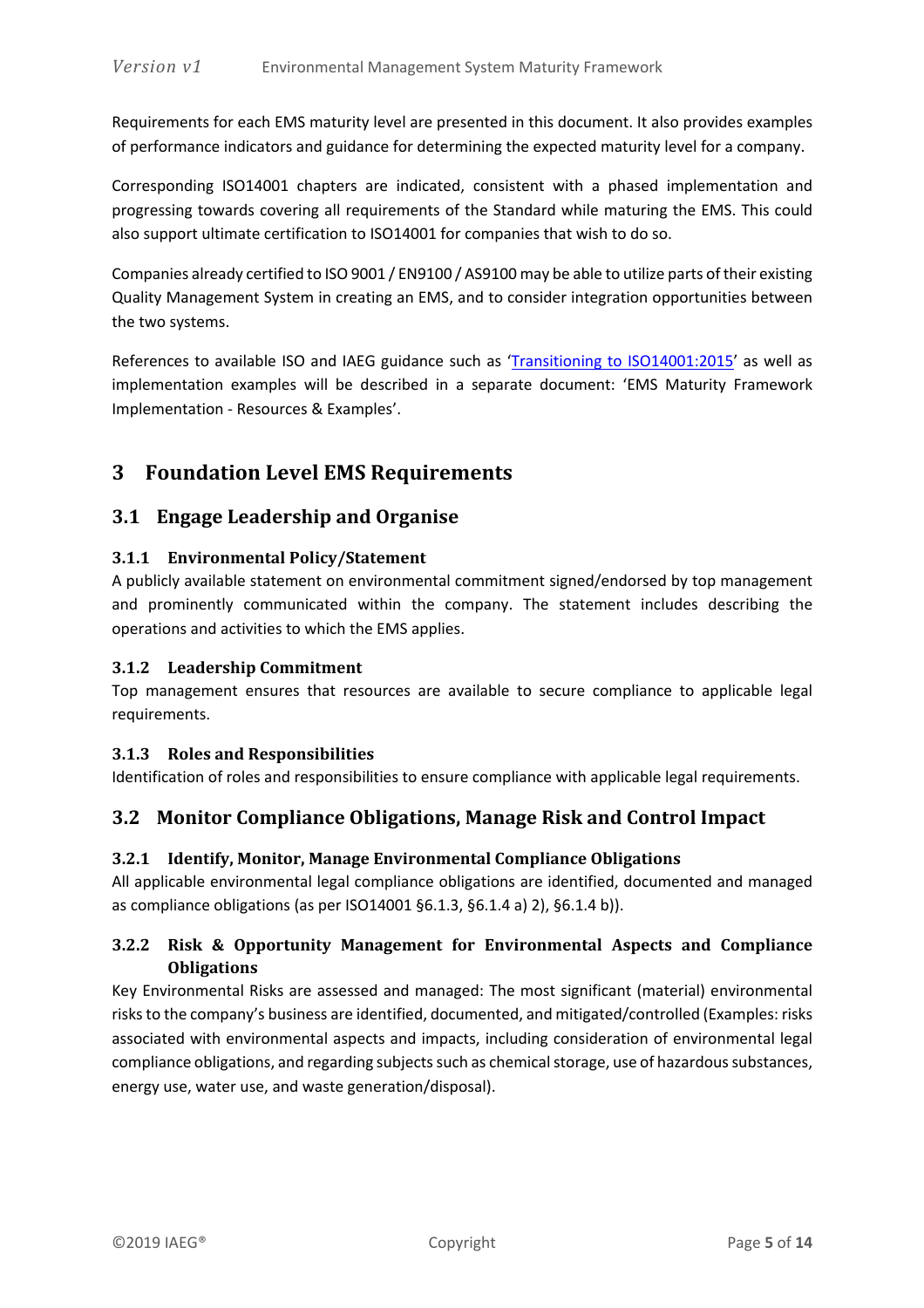Requirements for each EMS maturity level are presented in this document. It also provides examples of performance indicators and guidance for determining the expected maturity level for a company.

Corresponding ISO14001 chapters are indicated, consistent with a phased implementation and progressing towards covering all requirements of the Standard while maturing the EMS. This could also support ultimate certification to ISO14001 for companies that wish to do so.

Companies already certified to ISO 9001 / EN9100 / AS9100 may be able to utilize parts of their existing Quality Management System in creating an EMS, and to consider integration opportunities between the two systems.

References to available ISO and IAEG guidance such as 'Transitioning to ISO14001:2015' as well as implementation examples will be described in a separate document: 'EMS Maturity Framework Implementation - Resources & Examples'.

# 3 Foundation Level EMS Requirements

## 3.1 Engage Leadership and Organise

### 3.1.1 Environmental Policy/Statement

A publicly available statement on environmental commitment signed/endorsed by top management and prominently communicated within the company. The statement includes describing the operations and activities to which the EMS applies.

### 3.1.2 Leadership Commitment

Top management ensures that resources are available to secure compliance to applicable legal requirements.

### 3.1.3 Roles and Responsibilities

Identification of roles and responsibilities to ensure compliance with applicable legal requirements.

## 3.2 Monitor Compliance Obligations, Manage Risk and Control Impact

### 3.2.1 Identify, Monitor, Manage Environmental Compliance Obligations

All applicable environmental legal compliance obligations are identified, documented and managed as compliance obligations (as per ISO14001 §6.1.3, §6.1.4 a) 2), §6.1.4 b)).

### 3.2.2 Risk & Opportunity Management for Environmental Aspects and Compliance Obligations

Key Environmental Risks are assessed and managed: The most significant (material) environmental risks to the company's business are identified, documented, and mitigated/controlled (Examples: risks associated with environmental aspects and impacts, including consideration of environmental legal compliance obligations, and regarding subjects such as chemical storage, use of hazardous substances, energy use, water use, and waste generation/disposal).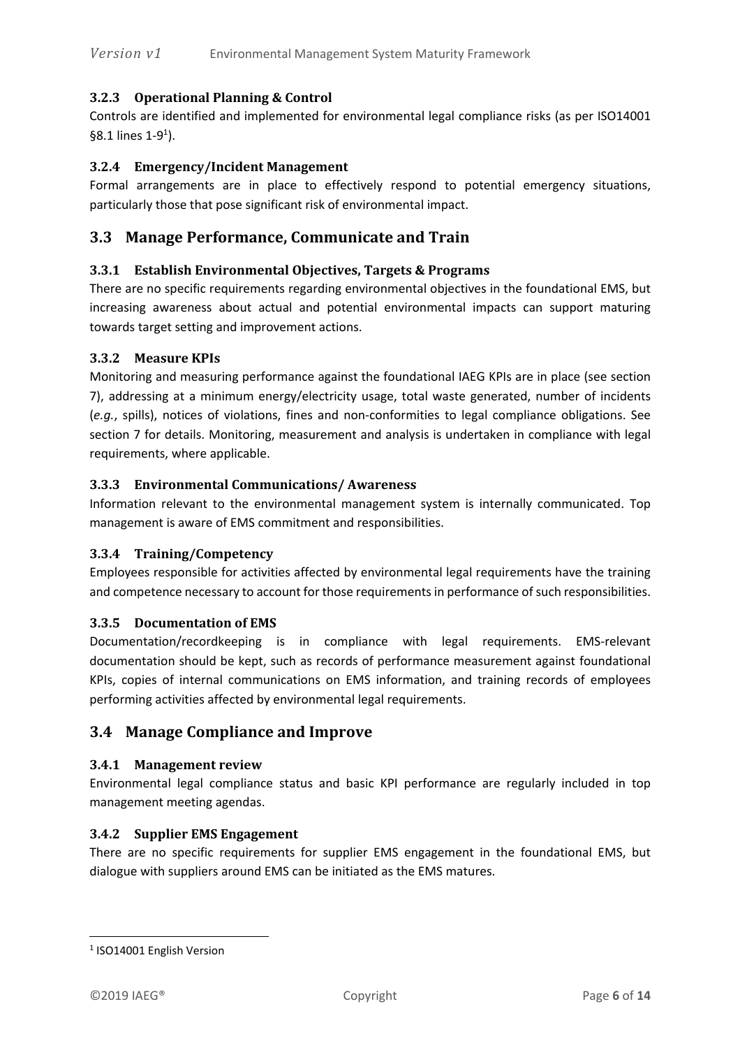### 3.2.3 Operational Planning & Control

Controls are identified and implemented for environmental legal compliance risks (as per ISO14001 §8.1 lines 1-9[1]).

### 3.2.4 Emergency/Incident Management

Formal arrangements are in place to effectively respond to potential emergency situations, particularly those that pose significant risk of environmental impact.

## 3.3 Manage Performance, Communicate and Train

### 3.3.1 Establish Environmental Objectives, Targets & Programs

There are no specific requirements regarding environmental objectives in the foundational EMS, but increasing awareness about actual and potential environmental impacts can support maturing towards target setting and improvement actions.

### 3.3.2 Measure KPIs

Monitoring and measuring performance against the foundational IAEG KPIs are in place (see section 7), addressing at a minimum energy/electricity usage, total waste generated, number of incidents (*e.g.*, spills), notices of violations, fines and non-conformities to legal compliance obligations. See section 7 for details. Monitoring, measurement and analysis is undertaken in compliance with legal requirements, where applicable.

### 3.3.3 Environmental Communications/ Awareness

Information relevant to the environmental management system is internally communicated. Top management is aware of EMS commitment and responsibilities.

### 3.3.4 Training/Competency

Employees responsible for activities affected by environmental legal requirements have the training and competence necessary to account for those requirements in performance of such responsibilities.

### 3.3.5 Documentation of EMS

Documentation/recordkeeping is in compliance with legal requirements. EMS-relevant documentation should be kept, such as records of performance measurement against foundational KPIs, copies of internal communications on EMS information, and training records of employees performing activities affected by environmental legal requirements.

## 3.4 Manage Compliance and Improve

### 3.4.1 Management review

Environmental legal compliance status and basic KPI performance are regularly included in top management meeting agendas.

### 3.4.2 Supplier EMS Engagement

There are no specific requirements for supplier EMS engagement in the foundational EMS, but dialogue with suppliers around EMS can be initiated as the EMS matures.

---

[1] ISO14001 English Version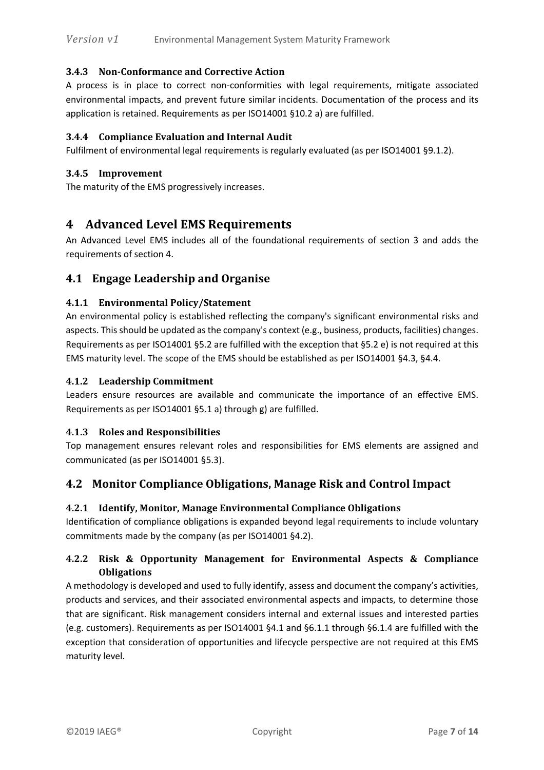### 3.4.3 Non-Conformance and Corrective Action

A process is in place to correct non-conformities with legal requirements, mitigate associated environmental impacts, and prevent future similar incidents. Documentation of the process and its application is retained. Requirements as per ISO14001 §10.2 a) are fulfilled.

### 3.4.4 Compliance Evaluation and Internal Audit

Fulfilment of environmental legal requirements is regularly evaluated (as per ISO14001 §9.1.2).

### 3.4.5 Improvement

The maturity of the EMS progressively increases.

# 4 Advanced Level EMS Requirements

An Advanced Level EMS includes all of the foundational requirements of section 3 and adds the requirements of section 4.

## 4.1 Engage Leadership and Organise

### 4.1.1 Environmental Policy/Statement

An environmental policy is established reflecting the company's significant environmental risks and aspects. This should be updated as the company's context (e.g., business, products, facilities) changes. Requirements as per ISO14001 §5.2 are fulfilled with the exception that §5.2 e) is not required at this EMS maturity level. The scope of the EMS should be established as per ISO14001 §4.3, §4.4.

### 4.1.2 Leadership Commitment

Leaders ensure resources are available and communicate the importance of an effective EMS. Requirements as per ISO14001 §5.1 a) through g) are fulfilled.

### 4.1.3 Roles and Responsibilities

Top management ensures relevant roles and responsibilities for EMS elements are assigned and communicated (as per ISO14001 §5.3).

## 4.2 Monitor Compliance Obligations, Manage Risk and Control Impact

### 4.2.1 Identify, Monitor, Manage Environmental Compliance Obligations

Identification of compliance obligations is expanded beyond legal requirements to include voluntary commitments made by the company (as per ISO14001 §4.2).

### 4.2.2 Risk & Opportunity Management for Environmental Aspects & Compliance Obligations

A methodology is developed and used to fully identify, assess and document the company's activities, products and services, and their associated environmental aspects and impacts, to determine those that are significant. Risk management considers internal and external issues and interested parties (e.g. customers). Requirements as per ISO14001 §4.1 and §6.1.1 through §6.1.4 are fulfilled with the exception that consideration of opportunities and lifecycle perspective are not required at this EMS maturity level.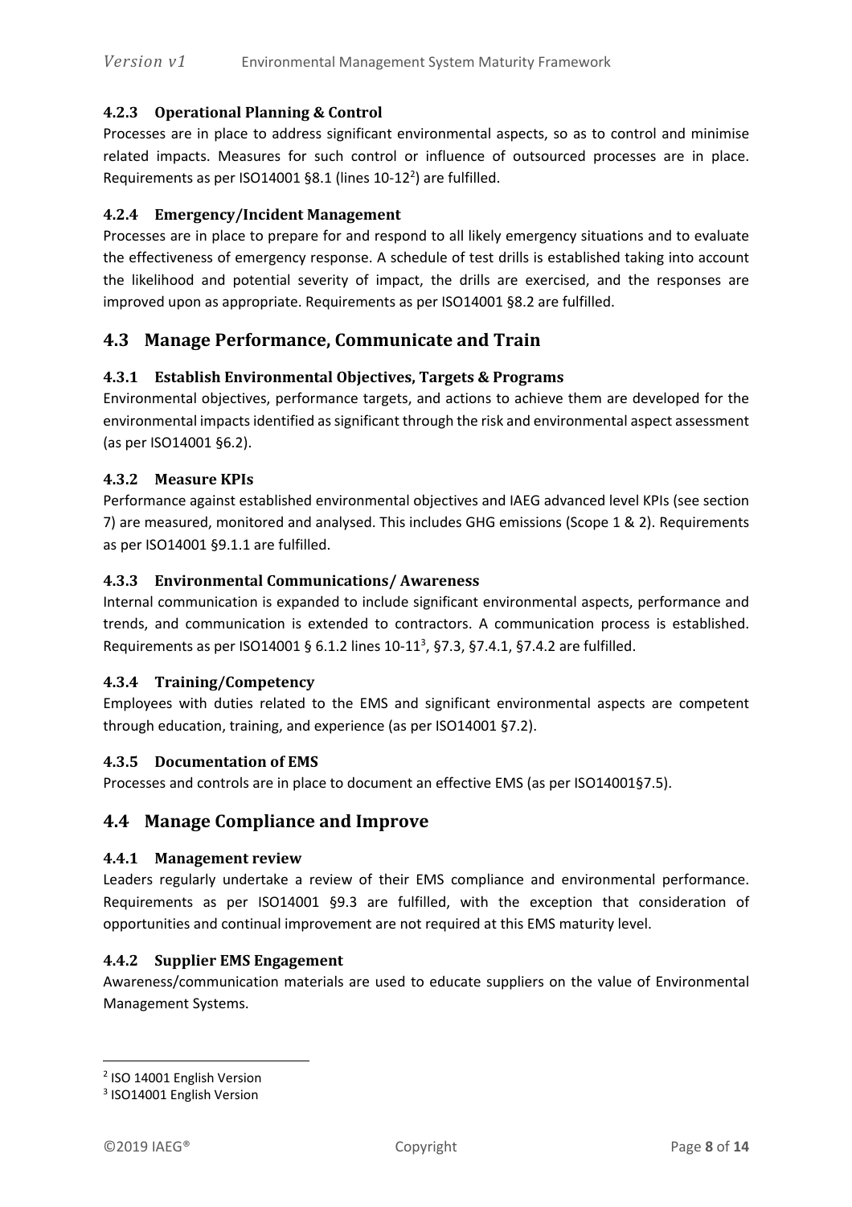#### 4.2.3 Operational Planning & Control

Processes are in place to address significant environmental aspects, so as to control and minimise related impacts. Measures for such control or influence of outsourced processes are in place. Requirements as per ISO14001 §8.1 (lines 10-12[2]) are fulfilled.

#### 4.2.4 Emergency/Incident Management

Processes are in place to prepare for and respond to all likely emergency situations and to evaluate the effectiveness of emergency response. A schedule of test drills is established taking into account the likelihood and potential severity of impact, the drills are exercised, and the responses are improved upon as appropriate. Requirements as per ISO14001 §8.2 are fulfilled.

### 4.3 Manage Performance, Communicate and Train

#### 4.3.1 Establish Environmental Objectives, Targets & Programs

Environmental objectives, performance targets, and actions to achieve them are developed for the environmental impacts identified as significant through the risk and environmental aspect assessment (as per ISO14001 §6.2).

#### 4.3.2 Measure KPIs

Performance against established environmental objectives and IAEG advanced level KPIs (see section 7) are measured, monitored and analysed. This includes GHG emissions (Scope 1 & 2). Requirements as per ISO14001 §9.1.1 are fulfilled.

#### 4.3.3 Environmental Communications/ Awareness

Internal communication is expanded to include significant environmental aspects, performance and trends, and communication is extended to contractors. A communication process is established. Requirements as per ISO14001 § 6.1.2 lines 10-11[3], §7.3, §7.4.1, §7.4.2 are fulfilled.

#### 4.3.4 Training/Competency

Employees with duties related to the EMS and significant environmental aspects are competent through education, training, and experience (as per ISO14001 §7.2).

#### 4.3.5 Documentation of EMS

Processes and controls are in place to document an effective EMS (as per ISO14001§7.5).

### 4.4 Manage Compliance and Improve

#### 4.4.1 Management review

Leaders regularly undertake a review of their EMS compliance and environmental performance. Requirements as per ISO14001 §9.3 are fulfilled, with the exception that consideration of opportunities and continual improvement are not required at this EMS maturity level.

#### 4.4.2 Supplier EMS Engagement

Awareness/communication materials are used to educate suppliers on the value of Environmental Management Systems.

---

[2] ISO 14001 English Version

[3] ISO14001 English Version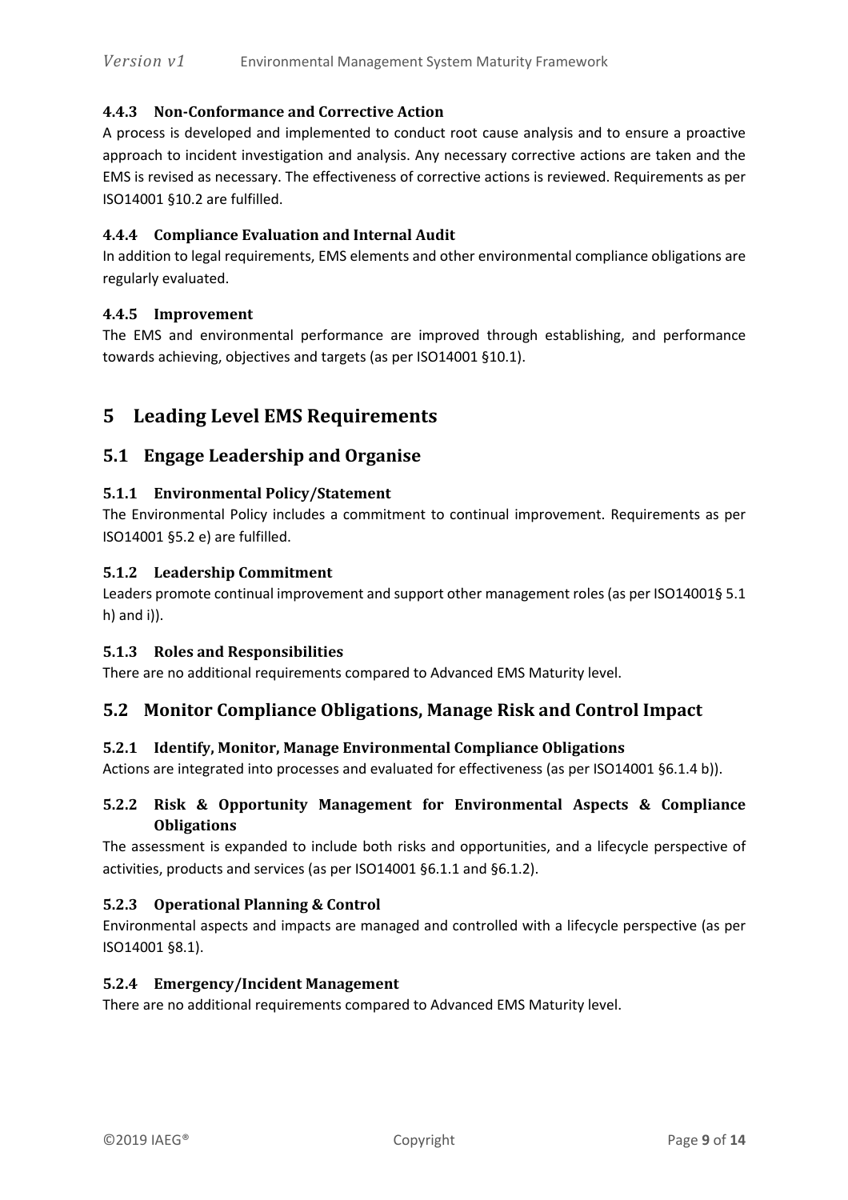#### 4.4.3 Non-Conformance and Corrective Action

A process is developed and implemented to conduct root cause analysis and to ensure a proactive approach to incident investigation and analysis. Any necessary corrective actions are taken and the EMS is revised as necessary. The effectiveness of corrective actions is reviewed. Requirements as per ISO14001 §10.2 are fulfilled.

#### 4.4.4 Compliance Evaluation and Internal Audit

In addition to legal requirements, EMS elements and other environmental compliance obligations are regularly evaluated.

#### 4.4.5 Improvement

The EMS and environmental performance are improved through establishing, and performance towards achieving, objectives and targets (as per ISO14001 §10.1).

# 5 Leading Level EMS Requirements

## 5.1 Engage Leadership and Organise

#### 5.1.1 Environmental Policy/Statement

The Environmental Policy includes a commitment to continual improvement. Requirements as per ISO14001 §5.2 e) are fulfilled.

#### 5.1.2 Leadership Commitment

Leaders promote continual improvement and support other management roles (as per ISO14001§ 5.1 h) and i)).

#### 5.1.3 Roles and Responsibilities

There are no additional requirements compared to Advanced EMS Maturity level.

## 5.2 Monitor Compliance Obligations, Manage Risk and Control Impact

#### 5.2.1 Identify, Monitor, Manage Environmental Compliance Obligations

Actions are integrated into processes and evaluated for effectiveness (as per ISO14001 §6.1.4 b)).

#### 5.2.2 Risk & Opportunity Management for Environmental Aspects & Compliance Obligations

The assessment is expanded to include both risks and opportunities, and a lifecycle perspective of activities, products and services (as per ISO14001 §6.1.1 and §6.1.2).

#### 5.2.3 Operational Planning & Control

Environmental aspects and impacts are managed and controlled with a lifecycle perspective (as per ISO14001 §8.1).

#### 5.2.4 Emergency/Incident Management

There are no additional requirements compared to Advanced EMS Maturity level.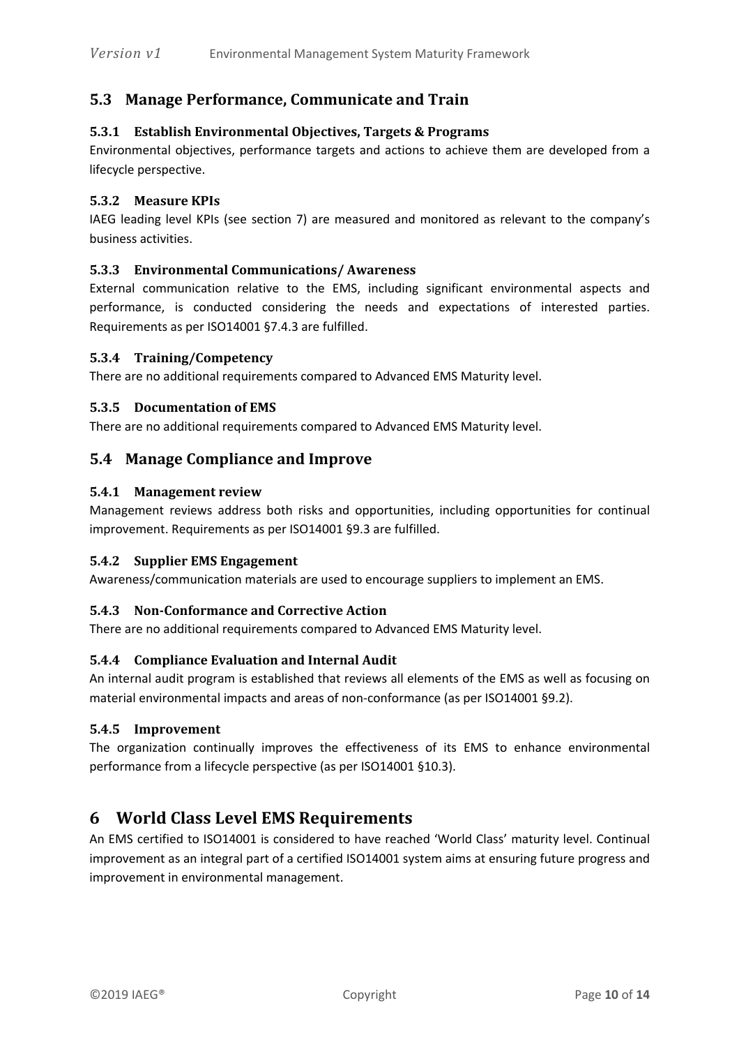## 5.3 Manage Performance, Communicate and Train

### 5.3.1 Establish Environmental Objectives, Targets & Programs

Environmental objectives, performance targets and actions to achieve them are developed from a lifecycle perspective.

### 5.3.2 Measure KPIs

IAEG leading level KPIs (see section 7) are measured and monitored as relevant to the company's business activities.

### 5.3.3 Environmental Communications/ Awareness

External communication relative to the EMS, including significant environmental aspects and performance, is conducted considering the needs and expectations of interested parties. Requirements as per ISO14001 §7.4.3 are fulfilled.

### 5.3.4 Training/Competency

There are no additional requirements compared to Advanced EMS Maturity level.

### 5.3.5 Documentation of EMS

There are no additional requirements compared to Advanced EMS Maturity level.

## 5.4 Manage Compliance and Improve

### 5.4.1 Management review

Management reviews address both risks and opportunities, including opportunities for continual improvement. Requirements as per ISO14001 §9.3 are fulfilled.

### 5.4.2 Supplier EMS Engagement

Awareness/communication materials are used to encourage suppliers to implement an EMS.

### 5.4.3 Non-Conformance and Corrective Action

There are no additional requirements compared to Advanced EMS Maturity level.

### 5.4.4 Compliance Evaluation and Internal Audit

An internal audit program is established that reviews all elements of the EMS as well as focusing on material environmental impacts and areas of non-conformance (as per ISO14001 §9.2).

### 5.4.5 Improvement

The organization continually improves the effectiveness of its EMS to enhance environmental performance from a lifecycle perspective (as per ISO14001 §10.3).

# 6 World Class Level EMS Requirements

An EMS certified to ISO14001 is considered to have reached 'World Class' maturity level. Continual improvement as an integral part of a certified ISO14001 system aims at ensuring future progress and improvement in environmental management.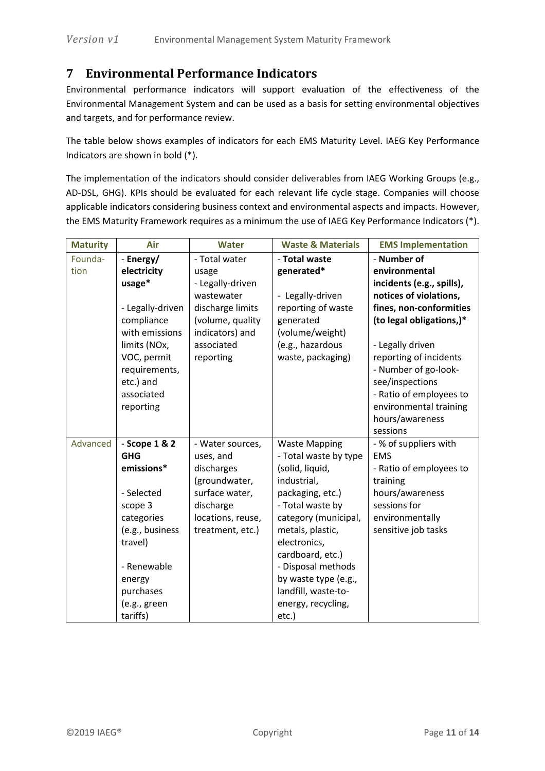## 7 Environmental Performance Indicators

Environmental performance indicators will support evaluation of the effectiveness of the Environmental Management System and can be used as a basis for setting environmental objectives and targets, and for performance review.

The table below shows examples of indicators for each EMS Maturity Level. IAEG Key Performance Indicators are shown in bold (*).

The implementation of the indicators should consider deliverables from IAEG Working Groups (e.g., AD-DSL, GHG). KPIs should be evaluated for each relevant life cycle stage. Companies will choose applicable indicators considering business context and environmental aspects and impacts. However, the EMS Maturity Framework requires as a minimum the use of IAEG Key Performance Indicators (*).

| Maturity | Air | Water | Waste & Materials | EMS Implementation |
|---|---|---|---|---|
| Foundation | - **Energy/ electricity usage***<br><br>- Legally-driven compliance with emissions limits (NOx, VOC, permit requirements, etc.) and associated reporting | - Total water usage<br>- Legally-driven wastewater discharge limits (volume, quality indicators) and associated reporting | - **Total waste generated***<br><br>- Legally-driven reporting of waste generated (volume/weight) (e.g., hazardous waste, packaging) | - **Number of environmental incidents (e.g., spills), notices of violations, fines, non-conformities (to legal obligations,)***<br><br>- Legally driven reporting of incidents<br>- Number of go-look-see/inspections<br>- Ratio of employees to environmental training hours/awareness sessions |
| Advanced | - **Scope 1 & 2 GHG emissions***<br><br>- Selected scope 3 categories (e.g., business travel)<br><br>- Renewable energy purchases (e.g., green tariffs) | - Water sources, uses, and discharges (groundwater, surface water, discharge locations, reuse, treatment, etc.) | Waste Mapping<br>- Total waste by type (solid, liquid, industrial, packaging, etc.)<br>- Total waste by category (municipal, metals, plastic, electronics, cardboard, etc.)<br>- Disposal methods by waste type (e.g., landfill, waste-to-energy, recycling, etc.) | - % of suppliers with EMS<br>- Ratio of employees to training hours/awareness sessions for environmentally sensitive job tasks |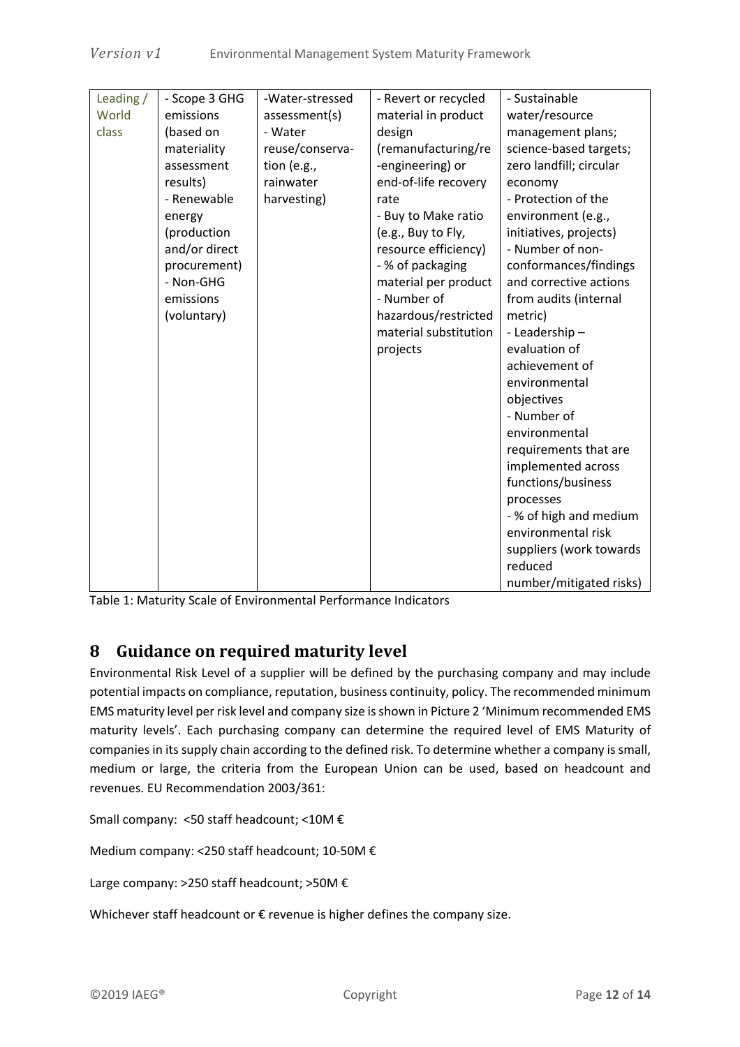| Leading / World class | - Scope 3 GHG emissions (based on materiality assessment results)<br>- Renewable energy (production and/or direct procurement)<br>- Non-GHG emissions (voluntary) | -Water-stressed assessment(s)<br>- Water reuse/conservation (e.g., rainwater harvesting) | - Revert or recycled material in product design (remanufacturing/re-engineering) or end-of-life recovery rate<br>- Buy to Make ratio (e.g., Buy to Fly, resource efficiency)<br>- % of packaging material per product<br>- Number of hazardous/restricted material substitution projects | - Sustainable water/resource management plans; science-based targets; zero landfill; circular economy<br>- Protection of the environment (e.g., initiatives, projects)<br>- Number of non-conformances/findings and corrective actions from audits (internal metric)<br>- Leadership – evaluation of achievement of environmental objectives<br>- Number of environmental requirements that are implemented across functions/business processes<br>- % of high and medium environmental risk suppliers (work towards reduced number/mitigated risks) |
|---|---|---|---|---|

Table 1: Maturity Scale of Environmental Performance Indicators

## 8 Guidance on required maturity level

Environmental Risk Level of a supplier will be defined by the purchasing company and may include potential impacts on compliance, reputation, business continuity, policy. The recommended minimum EMS maturity level per risk level and company size is shown in Picture 2 'Minimum recommended EMS maturity levels'. Each purchasing company can determine the required level of EMS Maturity of companies in its supply chain according to the defined risk. To determine whether a company is small, medium or large, the criteria from the European Union can be used, based on headcount and revenues. EU Recommendation 2003/361:

Small company: <50 staff headcount; <10M €

Medium company: <250 staff headcount; 10-50M €

Large company: >250 staff headcount; >50M €

Whichever staff headcount or € revenue is higher defines the company size.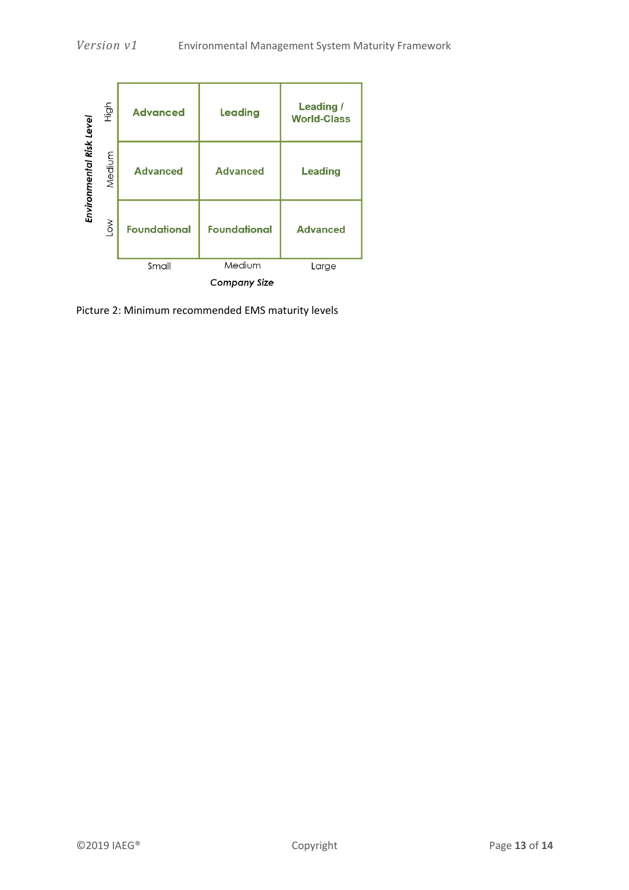| Environmental Risk Level | Small | Medium | Large |
|---|---|---|---|
| High | Advanced | Leading | Leading / World-Class |
| Medium | Advanced | Advanced | Leading |
| Low | Foundational | Foundational | Advanced |

*Company Size*

Picture 2: Minimum recommended EMS maturity levels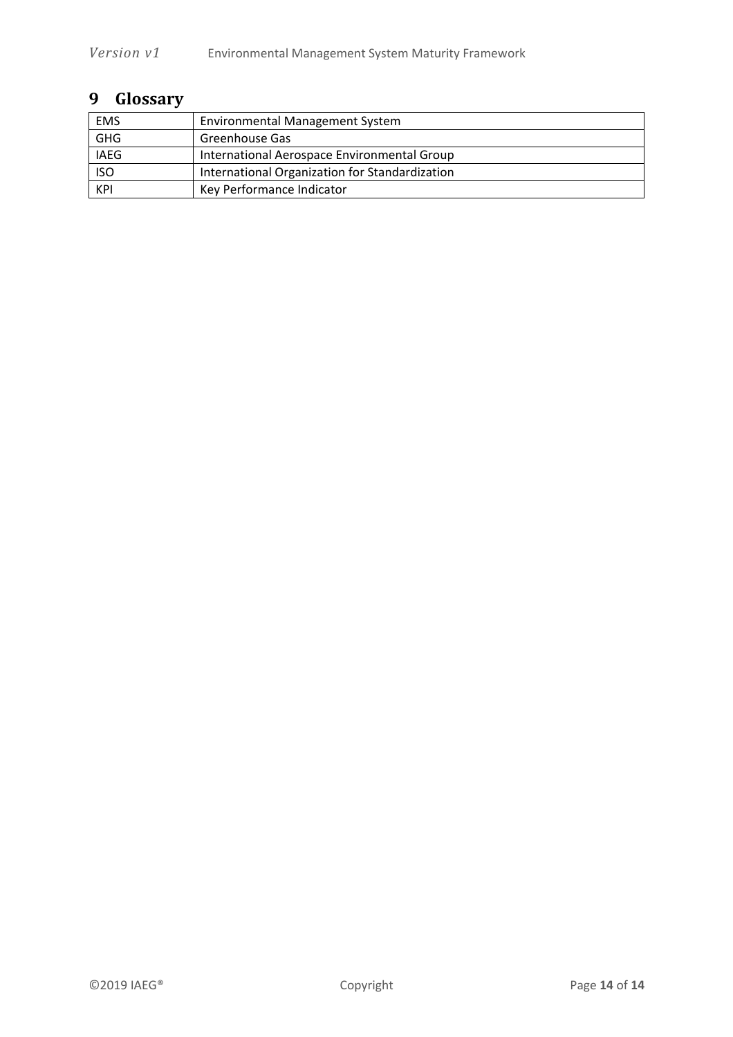# 9 Glossary

| | |
|---|---|
| EMS | Environmental Management System |
| GHG | Greenhouse Gas |
| IAEG | International Aerospace Environmental Group |
| ISO | International Organization for Standardization |
| KPI | Key Performance Indicator |